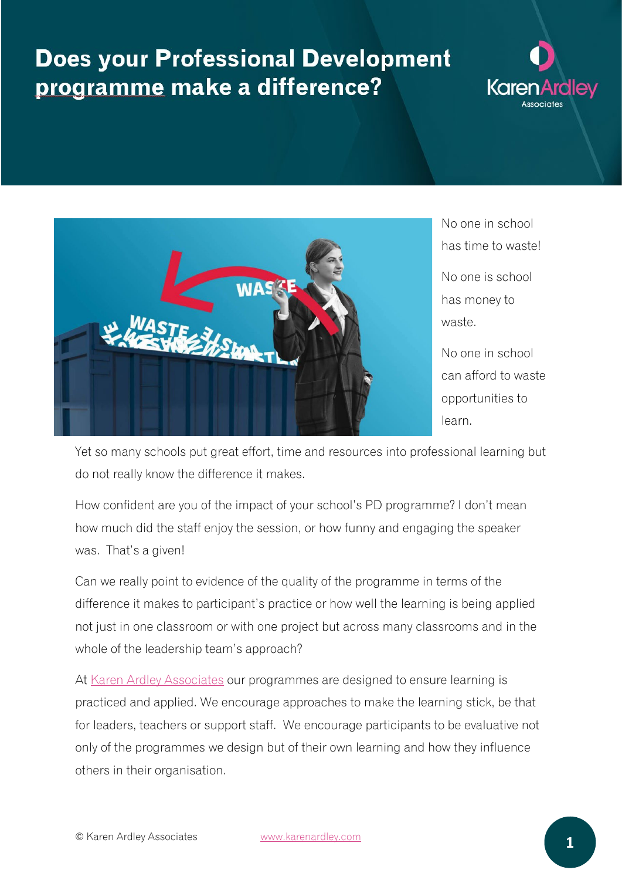# Does your Professional Development programme make a difference?

No one in school has time to waste!

No one is school has money to waste.

No one in school can afford to waste opportunities to learn.

Yet so many schools put great effort, time and resources into professional learning but do not really know the difference it makes.

How confident are you of the impact of your school's PD programme? I don't mean how much did the staff enjoy the session, or how funny and engaging the speaker was. That's a given!

Can we really point to evidence of the quality of the programme in terms of the difference it makes to participant's practice or how well the learning is being applied not just in one classroom or with one project but across many classrooms and in the whole of the leadership team's approach?

At Karen Ardley Associates our programmes are designed to ensure learning is practiced and applied. We encourage approaches to make the learning stick, be that for leaders, teachers or support staff. We encourage participants to be evaluative not only of the programmes we design but of their own learning and how they influence others in their organisation.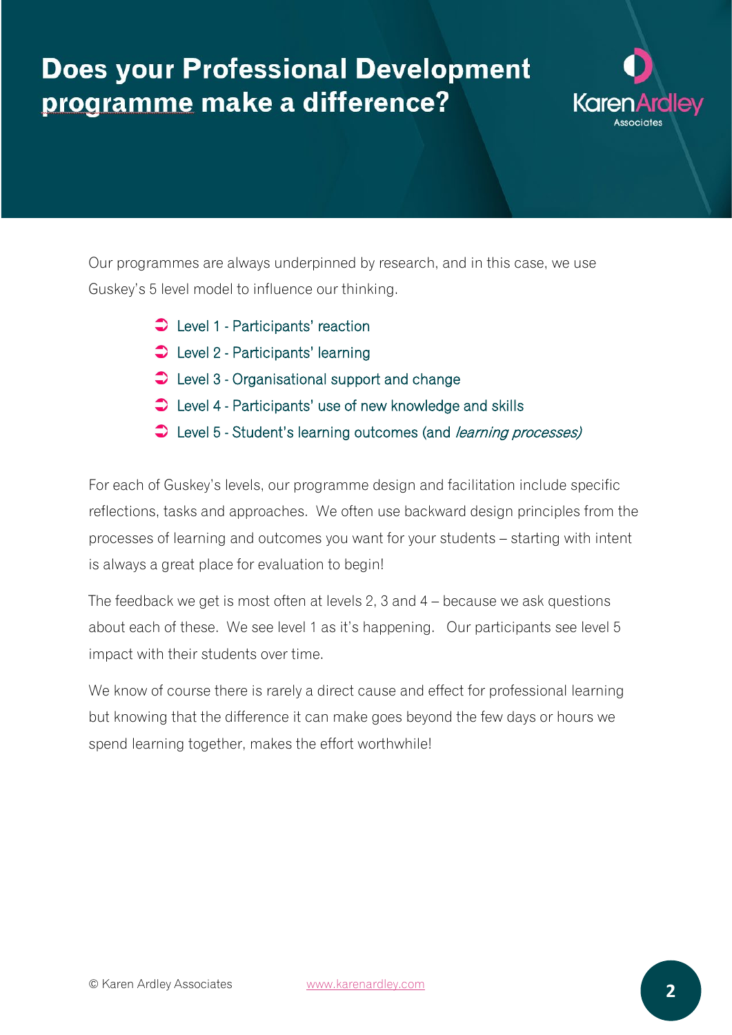# Does your Professional Development programme make a difference?

Our programmes are always underpinned by research, and in this case, we use Guskey's 5 level model to influence our thinking.

- Level 1 - Participants' reaction
- Level 2 - Participants' learning
- Level 3 - Organisational support and change
- Level 4 - Participants' use of new knowledge and skills
- Level 5 - Student's learning outcomes (and *learning processes)*

For each of Guskey's levels, our programme design and facilitation include specific reflections, tasks and approaches. We often use backward design principles from the processes of learning and outcomes you want for your students – starting with intent is always a great place for evaluation to begin!

The feedback we get is most often at levels 2, 3 and 4 – because we ask questions about each of these. We see level 1 as it's happening. Our participants see level 5 impact with their students over time.

We know of course there is rarely a direct cause and effect for professional learning but knowing that the difference it can make goes beyond the few days or hours we spend learning together, makes the effort worthwhile!